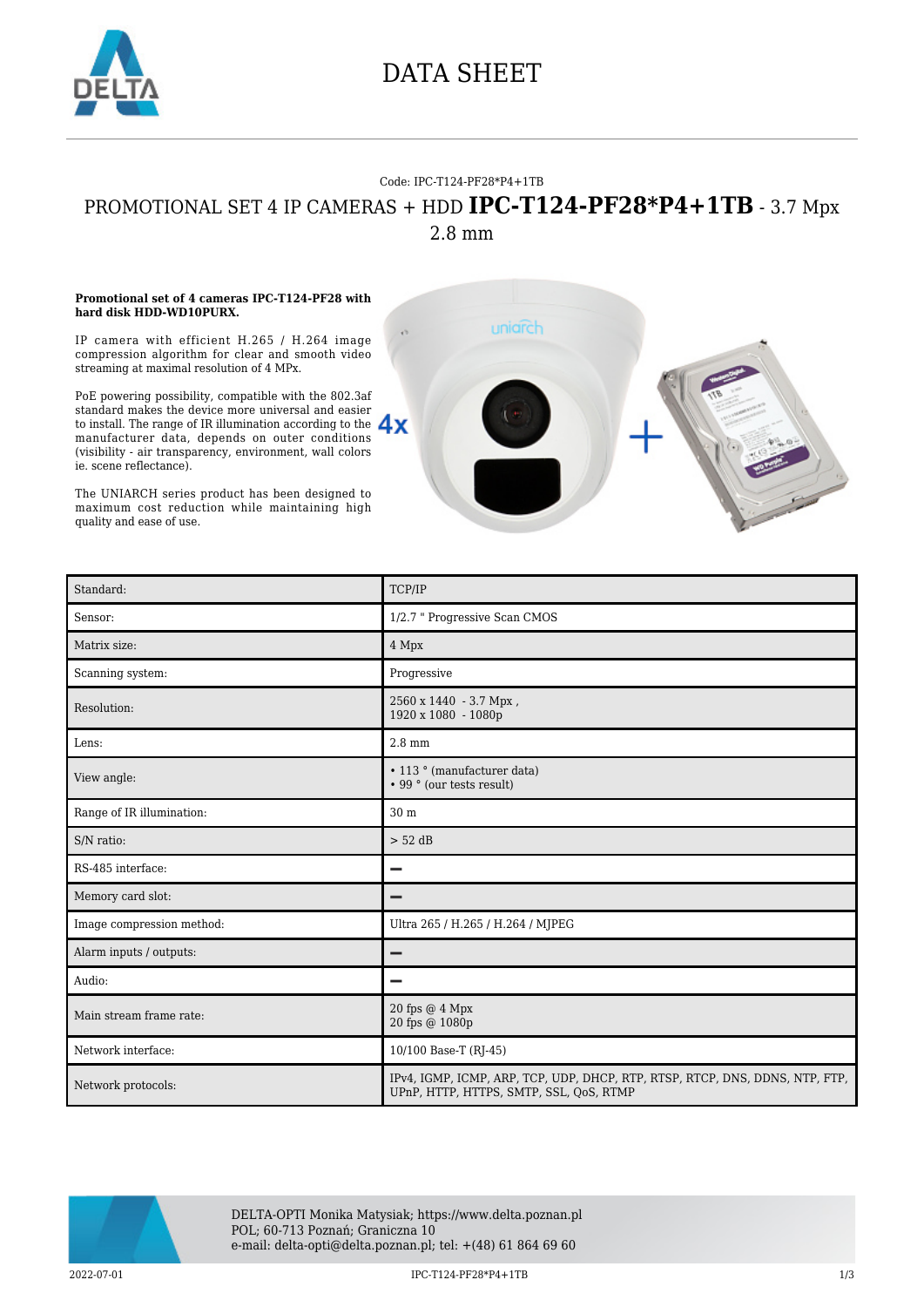# DATA SHEET

Code: IPC-T124-PF28*P4+1TB

## PROMOTIONAL SET 4 IP CAMERAS + HDD **IPC-T124-PF28*P4+1TB** - 3.7 Mpx 2.8 mm

**Promotional set of 4 cameras IPC-T124-PF28 with hard disk HDD-WD10PURX.**

IP camera with efficient H.265 / H.264 image compression algorithm for clear and smooth video streaming at maximal resolution of 4 MPx.

PoE powering possibility, compatible with the 802.3af standard makes the device more universal and easier to install. The range of IR illumination according to the manufacturer data, depends on outer conditions (visibility - air transparency, environment, wall colors ie. scene reflectance).

The UNIARCH series product has been designed to maximum cost reduction while maintaining high quality and ease of use.

| Standard: | TCP/IP |
|---|---|
| Sensor: | 1/2.7 " Progressive Scan CMOS |
| Matrix size: | 4 Mpx |
| Scanning system: | Progressive |
| Resolution: | 2560 x 1440 - 3.7 Mpx ,<br>1920 x 1080 - 1080p |
| Lens: | 2.8 mm |
| View angle: | • 113 ° (manufacturer data)<br>• 99 ° (our tests result) |
| Range of IR illumination: | 30 m |
| S/N ratio: | > 52 dB |
| RS-485 interface: | – |
| Memory card slot: | – |
| Image compression method: | Ultra 265 / H.265 / H.264 / MJPEG |
| Alarm inputs / outputs: | – |
| Audio: | – |
| Main stream frame rate: | 20 fps @ 4 Mpx<br>20 fps @ 1080p |
| Network interface: | 10/100 Base-T (RJ-45) |
| Network protocols: | IPv4, IGMP, ICMP, ARP, TCP, UDP, DHCP, RTP, RTSP, RTCP, DNS, DDNS, NTP, FTP, UPnP, HTTP, HTTPS, SMTP, SSL, QoS, RTMP |

DELTA-OPTI Monika Matysiak; https://www.delta.poznan.pl
POL; 60-713 Poznań; Graniczna 10
e-mail: delta-opti@delta.poznan.pl; tel: +(48) 61 864 69 60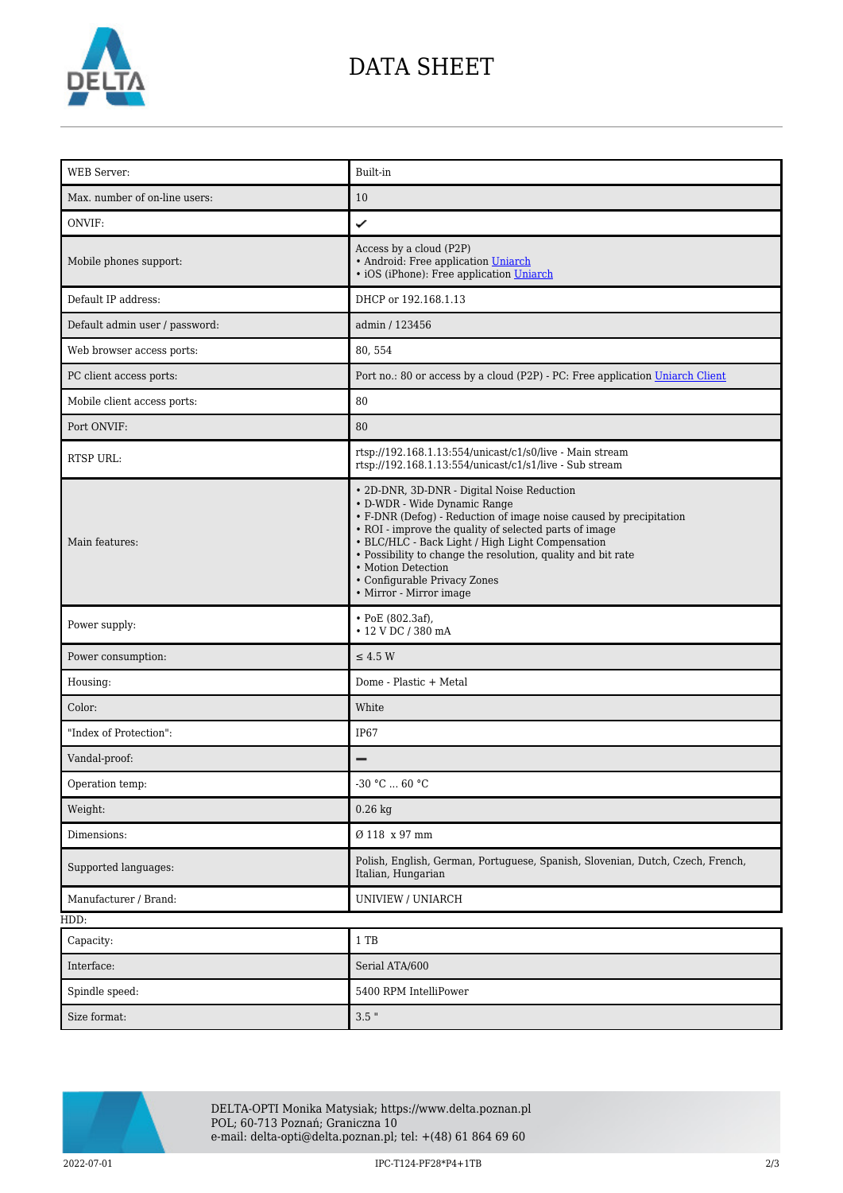# DATA SHEET

| | |
|---|---|
| WEB Server: | Built-in |
| Max. number of on-line users: | 10 |
| ONVIF: | ✔ |
| Mobile phones support: | Access by a cloud (P2P)<br>• Android: Free application Uniarch<br>• iOS (iPhone): Free application Uniarch |
| Default IP address: | DHCP or 192.168.1.13 |
| Default admin user / password: | admin / 123456 |
| Web browser access ports: | 80, 554 |
| PC client access ports: | Port no.: 80 or access by a cloud (P2P) - PC: Free application Uniarch Client |
| Mobile client access ports: | 80 |
| Port ONVIF: | 80 |
| RTSP URL: | rtsp://192.168.1.13:554/unicast/c1/s0/live - Main stream<br>rtsp://192.168.1.13:554/unicast/c1/s1/live - Sub stream |
| Main features: | • 2D-DNR, 3D-DNR - Digital Noise Reduction<br>• D-WDR - Wide Dynamic Range<br>• F-DNR (Defog) - Reduction of image noise caused by precipitation<br>• ROI - improve the quality of selected parts of image<br>• BLC/HLC - Back Light / High Light Compensation<br>• Possibility to change the resolution, quality and bit rate<br>• Motion Detection<br>• Configurable Privacy Zones<br>• Mirror - Mirror image |
| Power supply: | • PoE (802.3af),<br>• 12 V DC / 380 mA |
| Power consumption: | ≤ 4.5 W |
| Housing: | Dome - Plastic + Metal |
| Color: | White |
| "Index of Protection": | IP67 |
| Vandal-proof: | ➖ |
| Operation temp: | -30 °C ... 60 °C |
| Weight: | 0.26 kg |
| Dimensions: | Ø 118 x 97 mm |
| Supported languages: | Polish, English, German, Portuguese, Spanish, Slovenian, Dutch, Czech, French, Italian, Hungarian |
| Manufacturer / Brand: | UNIVIEW / UNIARCH |

HDD:

| | |
|---|---|
| Capacity: | 1 TB |
| Interface: | Serial ATA/600 |
| Spindle speed: | 5400 RPM IntelliPower |
| Size format: | 3.5 " |

DELTA-OPTI Monika Matysiak; https://www.delta.poznan.pl
POL; 60-713 Poznań; Graniczna 10
e-mail: delta-opti@delta.poznan.pl; tel: +(48) 61 864 69 60

2022-07-01 IPC-T124-PF28*P4+1TB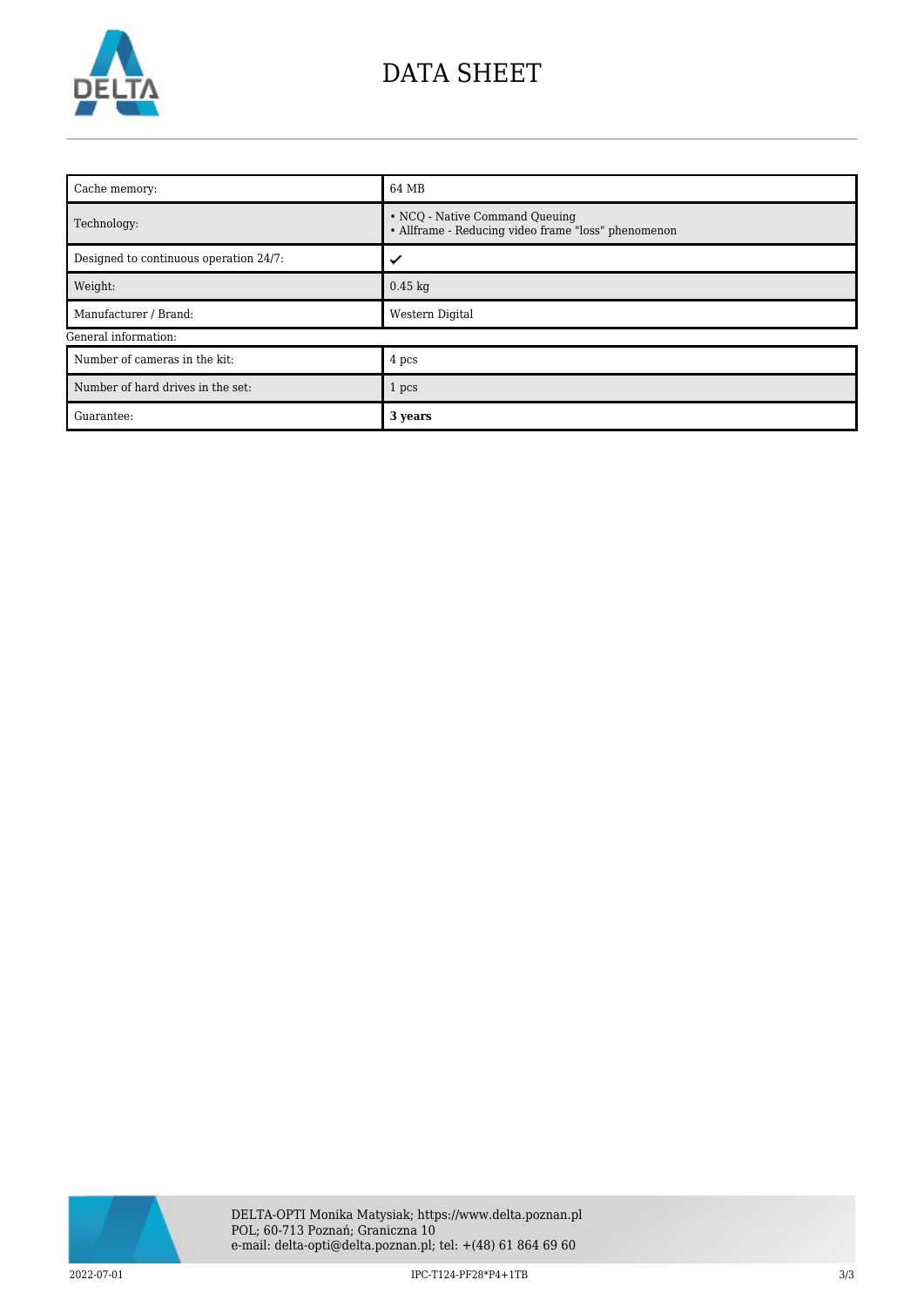# DATA SHEET

| | |
|---|---|
| Cache memory: | 64 MB |
| Technology: | • NCQ - Native Command Queuing<br>• Allframe - Reducing video frame "loss" phenomenon |
| Designed to continuous operation 24/7: | ✔ |
| Weight: | 0.45 kg |
| Manufacturer / Brand: | Western Digital |

General information:

| | |
|---|---|
| Number of cameras in the kit: | 4 pcs |
| Number of hard drives in the set: | 1 pcs |
| Guarantee: | **3 years** |

DELTA-OPTI Monika Matysiak; https://www.delta.poznan.pl
POL; 60-713 Poznań; Graniczna 10
e-mail: delta-opti@delta.poznan.pl; tel: +(48) 61 864 69 60

2022-07-01

IPC-T124-PF28*P4+1TB